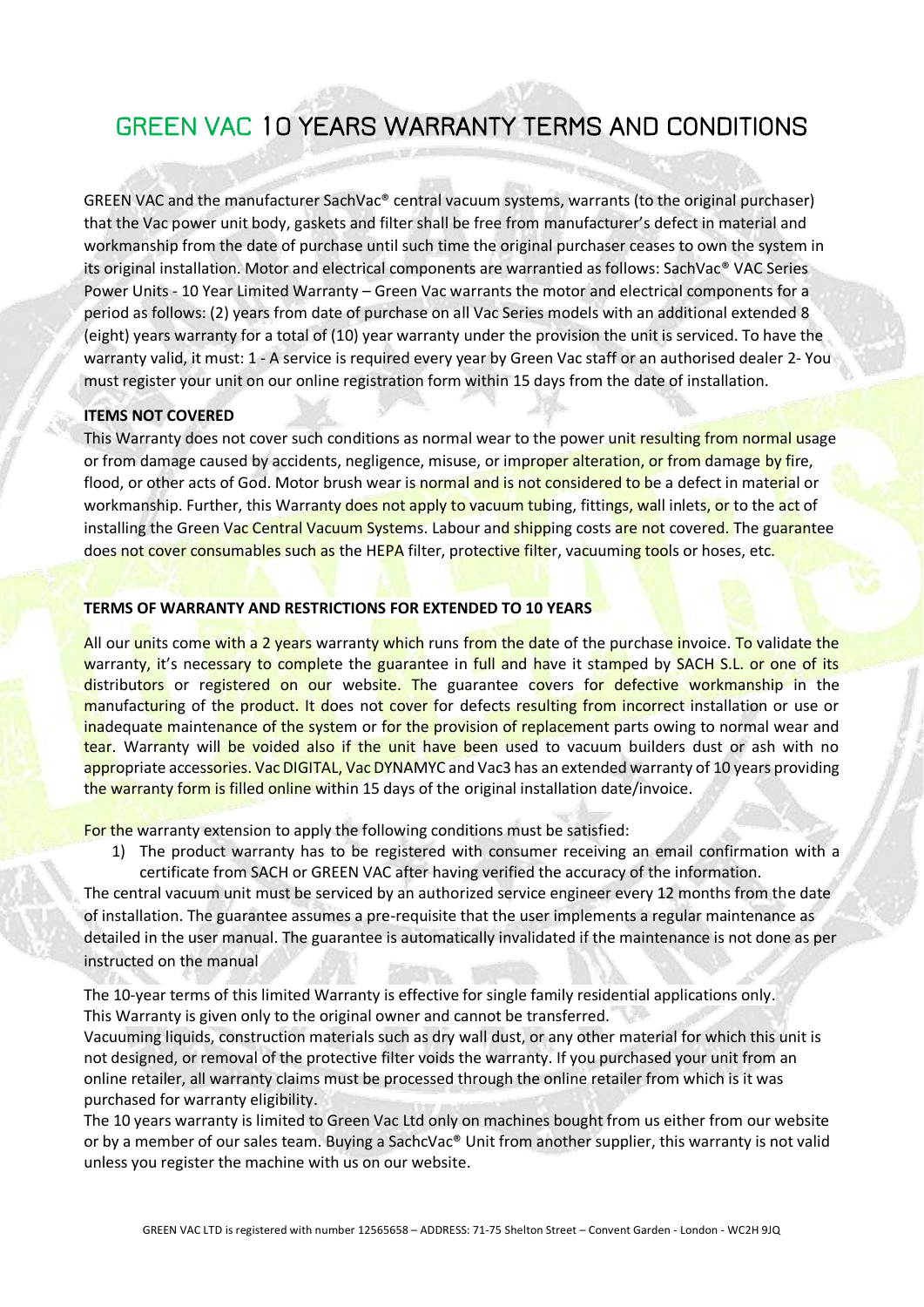# GREEN VAC 10 YEARS WARRANTY TERMS AND CONDITIONS

GREEN VAC and the manufacturer SachVac® central vacuum systems, warrants (to the original purchaser) that the Vac power unit body, gaskets and filter shall be free from manufacturer's defect in material and workmanship from the date of purchase until such time the original purchaser ceases to own the system in its original installation. Motor and electrical components are warrantied as follows: SachVac® VAC Series Power Units - 10 Year Limited Warranty – Green Vac warrants the motor and electrical components for a period as follows: (2) years from date of purchase on all Vac Series models with an additional extended 8 (eight) years warranty for a total of (10) year warranty under the provision the unit is serviced. To have the warranty valid, it must: 1 - A service is required every year by Green Vac staff or an authorised dealer 2- You must register your unit on our online registration form within 15 days from the date of installation.

**ITEMS NOT COVERED**

This Warranty does not cover such conditions as normal wear to the power unit resulting from normal usage or from damage caused by accidents, negligence, misuse, or improper alteration, or from damage by fire, flood, or other acts of God. Motor brush wear is normal and is not considered to be a defect in material or workmanship. Further, this Warranty does not apply to vacuum tubing, fittings, wall inlets, or to the act of installing the Green Vac Central Vacuum Systems. Labour and shipping costs are not covered. The guarantee does not cover consumables such as the HEPA filter, protective filter, vacuuming tools or hoses, etc.

**TERMS OF WARRANTY AND RESTRICTIONS FOR EXTENDED TO 10 YEARS**

All our units come with a 2 years warranty which runs from the date of the purchase invoice. To validate the warranty, it's necessary to complete the guarantee in full and have it stamped by SACH S.L. or one of its distributors or registered on our website. The guarantee covers for defective workmanship in the manufacturing of the product. It does not cover for defects resulting from incorrect installation or use or inadequate maintenance of the system or for the provision of replacement parts owing to normal wear and tear. Warranty will be voided also if the unit have been used to vacuum builders dust or ash with no appropriate accessories. Vac DIGITAL, Vac DYNAMYC and Vac3 has an extended warranty of 10 years providing the warranty form is filled online within 15 days of the original installation date/invoice.

For the warranty extension to apply the following conditions must be satisfied:

1) The product warranty has to be registered with consumer receiving an email confirmation with a certificate from SACH or GREEN VAC after having verified the accuracy of the information.

The central vacuum unit must be serviced by an authorized service engineer every 12 months from the date of installation. The guarantee assumes a pre-requisite that the user implements a regular maintenance as detailed in the user manual. The guarantee is automatically invalidated if the maintenance is not done as per instructed on the manual

The 10-year terms of this limited Warranty is effective for single family residential applications only.
This Warranty is given only to the original owner and cannot be transferred.
Vacuuming liquids, construction materials such as dry wall dust, or any other material for which this unit is not designed, or removal of the protective filter voids the warranty. If you purchased your unit from an online retailer, all warranty claims must be processed through the online retailer from which is it was purchased for warranty eligibility.
The 10 years warranty is limited to Green Vac Ltd only on machines bought from us either from our website or by a member of our sales team. Buying a SachcVac® Unit from another supplier, this warranty is not valid unless you register the machine with us on our website.

GREEN VAC LTD is registered with number 12565658 – ADDRESS: 71-75 Shelton Street – Convent Garden - London - WC2H 9JQ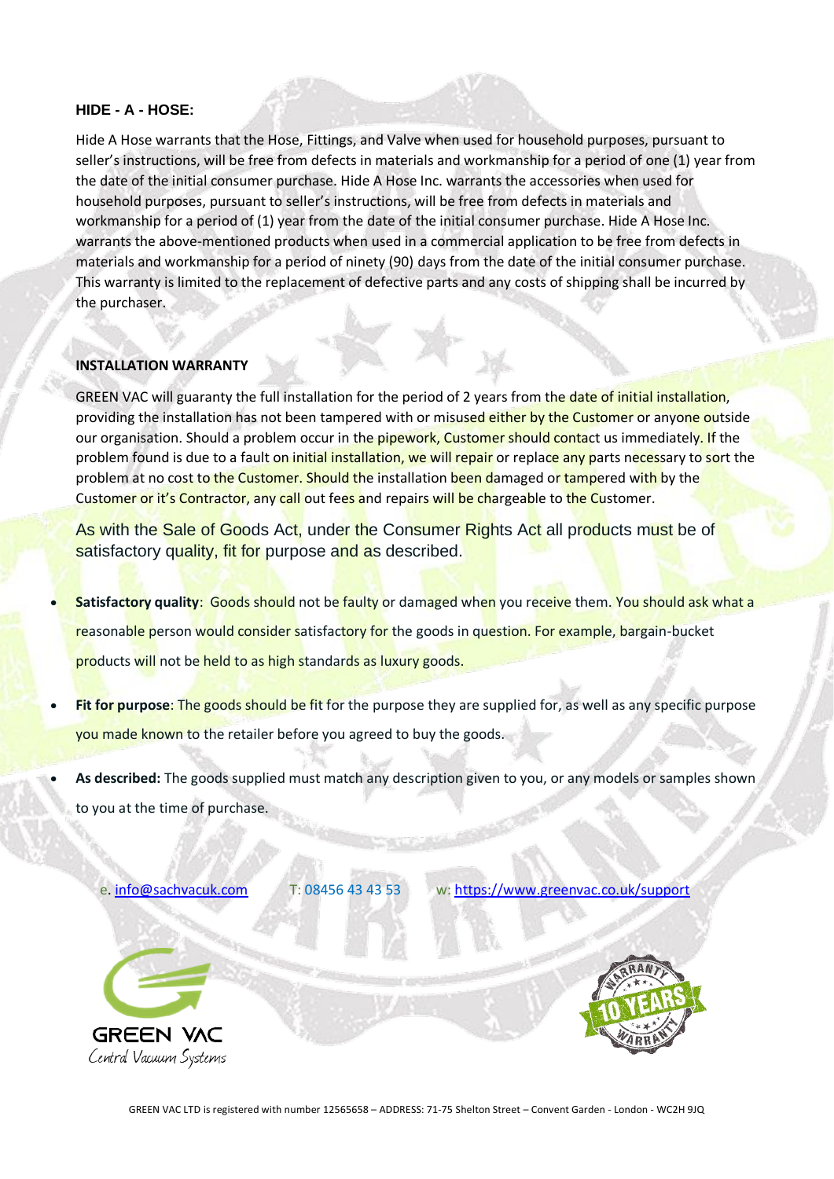### HIDE - A - HOSE:

Hide A Hose warrants that the Hose, Fittings, and Valve when used for household purposes, pursuant to seller's instructions, will be free from defects in materials and workmanship for a period of one (1) year from the date of the initial consumer purchase. Hide A Hose Inc. warrants the accessories when used for household purposes, pursuant to seller's instructions, will be free from defects in materials and workmanship for a period of (1) year from the date of the initial consumer purchase. Hide A Hose Inc. warrants the above-mentioned products when used in a commercial application to be free from defects in materials and workmanship for a period of ninety (90) days from the date of the initial consumer purchase. This warranty is limited to the replacement of defective parts and any costs of shipping shall be incurred by the purchaser.

### INSTALLATION WARRANTY

GREEN VAC will guaranty the full installation for the period of 2 years from the date of initial installation, providing the installation has not been tampered with or misused either by the Customer or anyone outside our organisation. Should a problem occur in the pipework, Customer should contact us immediately. If the problem found is due to a fault on initial installation, we will repair or replace any parts necessary to sort the problem at no cost to the Customer. Should the installation been damaged or tampered with by the Customer or it's Contractor, any call out fees and repairs will be chargeable to the Customer.

As with the Sale of Goods Act, under the Consumer Rights Act all products must be of satisfactory quality, fit for purpose and as described.

- **Satisfactory quality**: Goods should not be faulty or damaged when you receive them. You should ask what a reasonable person would consider satisfactory for the goods in question. For example, bargain-bucket products will not be held to as high standards as luxury goods.
- **Fit for purpose**: The goods should be fit for the purpose they are supplied for, as well as any specific purpose you made known to the retailer before you agreed to buy the goods.
- **As described:** The goods supplied must match any description given to you, or any models or samples shown to you at the time of purchase.

e. info@sachvacuk.com T: 08456 43 43 53 w: https://www.greenvac.co.uk/support

GREEN VAC
Central Vacuum Systems

WARRANTY 10 YEARS WARRANTY

GREEN VAC LTD is registered with number 12565658 – ADDRESS: 71-75 Shelton Street – Convent Garden - London - WC2H 9JQ